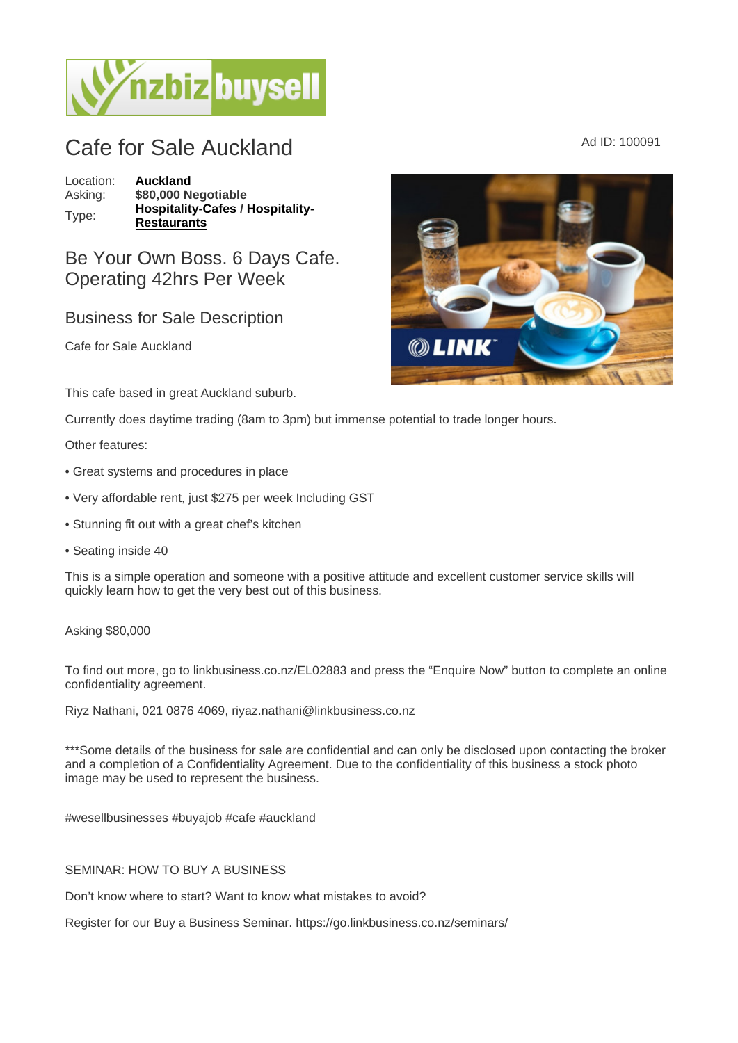# Cafe for Sale Auckland

Ad ID: 100091

| | |
|---|---|
| Location: | **Auckland** |
| Asking: | **$80,000 Negotiable** |
| Type: | **Hospitality-Cafes / Hospitality-Restaurants** |

## Be Your Own Boss. 6 Days Cafe. Operating 42hrs Per Week

### Business for Sale Description

Cafe for Sale Auckland

This cafe based in great Auckland suburb.

Currently does daytime trading (8am to 3pm) but immense potential to trade longer hours.

Other features:

- Great systems and procedures in place
- Very affordable rent, just $275 per week Including GST
- Stunning fit out with a great chef's kitchen
- Seating inside 40

This is a simple operation and someone with a positive attitude and excellent customer service skills will quickly learn how to get the very best out of this business.

Asking $80,000

To find out more, go to linkbusiness.co.nz/EL02883 and press the "Enquire Now" button to complete an online confidentiality agreement.

Riyz Nathani, 021 0876 4069, riyaz.nathani@linkbusiness.co.nz

***Some details of the business for sale are confidential and can only be disclosed upon contacting the broker and a completion of a Confidentiality Agreement. Due to the confidentiality of this business a stock photo image may be used to represent the business.

#wesellbusinesses #buyajob #cafe #auckland

SEMINAR: HOW TO BUY A BUSINESS

Don't know where to start? Want to know what mistakes to avoid?

Register for our Buy a Business Seminar. https://go.linkbusiness.co.nz/seminars/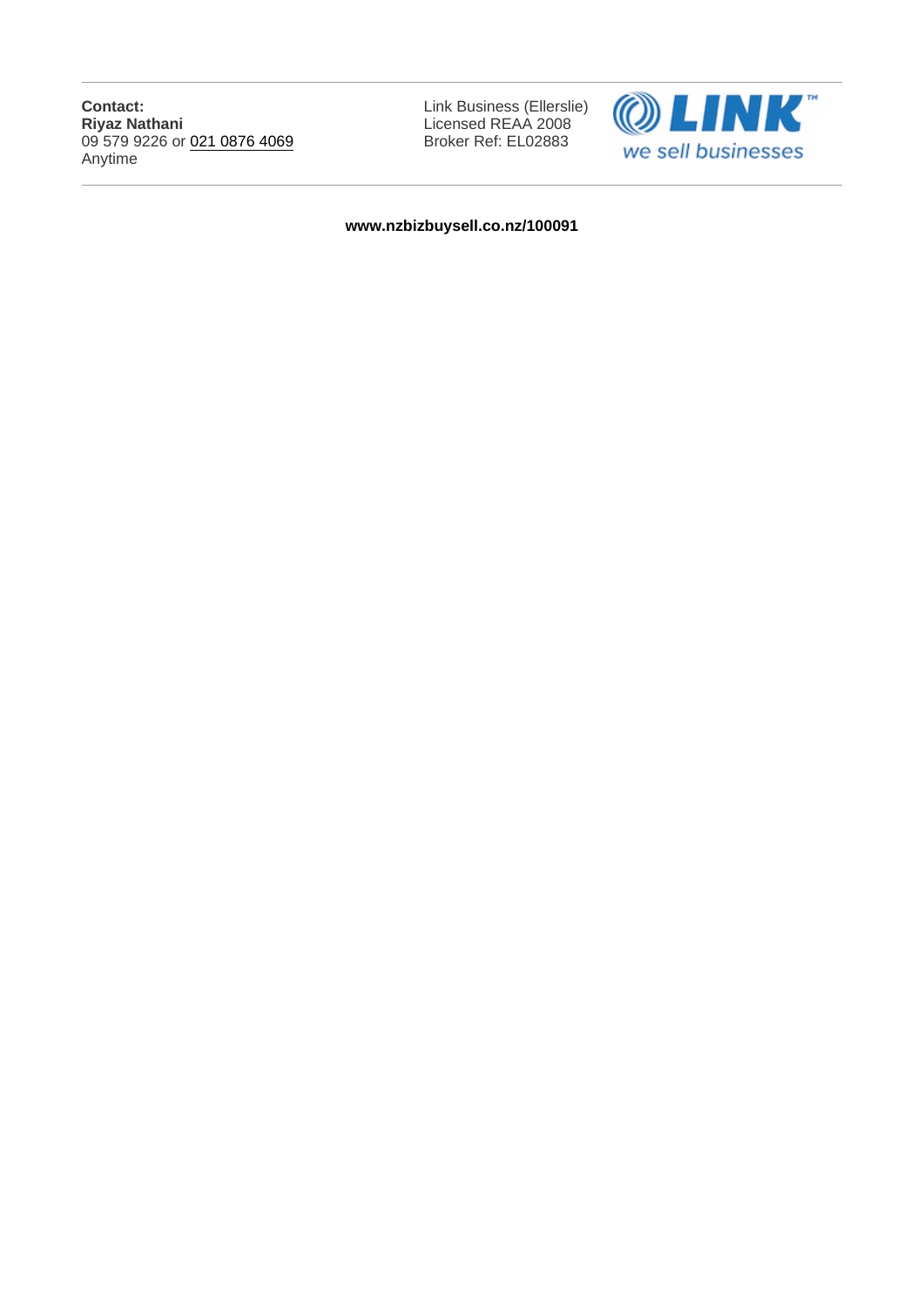**Contact:**
**Riyaz Nathani**
09 579 9226 or 021 0876 4069
Anytime

Link Business (Ellerslie)
Licensed REAA 2008
Broker Ref: EL02883

LINK™
we sell businesses

**www.nzbizbuysell.co.nz/100091**